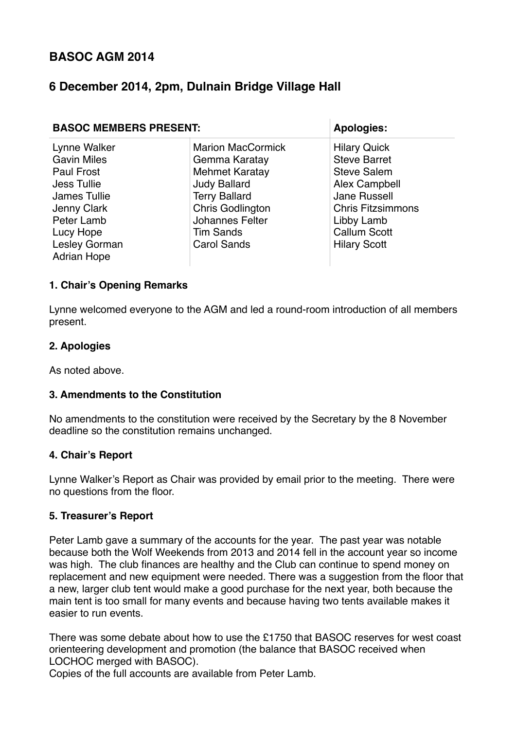# BASOC AGM 2014

## 6 December 2014, 2pm, Dulnain Bridge Village Hall

| BASOC MEMBERS PRESENT: | | Apologies: |
|---|---|---|
| Lynne Walker | Marion MacCormick | Hilary Quick |
| Gavin Miles | Gemma Karatay | Steve Barret |
| Paul Frost | Mehmet Karatay | Steve Salem |
| Jess Tullie | Judy Ballard | Alex Campbell |
| James Tullie | Terry Ballard | Jane Russell |
| Jenny Clark | Chris Godlington | Chris Fitzsimmons |
| Peter Lamb | Johannes Felter | Libby Lamb |
| Lucy Hope | Tim Sands | Callum Scott |
| Lesley Gorman | Carol Sands | Hilary Scott |
| Adrian Hope | | |

### 1. Chair's Opening Remarks

Lynne welcomed everyone to the AGM and led a round-room introduction of all members present.

### 2. Apologies

As noted above.

### 3. Amendments to the Constitution

No amendments to the constitution were received by the Secretary by the 8 November deadline so the constitution remains unchanged.

### 4. Chair's Report

Lynne Walker's Report as Chair was provided by email prior to the meeting. There were no questions from the floor.

### 5. Treasurer's Report

Peter Lamb gave a summary of the accounts for the year. The past year was notable because both the Wolf Weekends from 2013 and 2014 fell in the account year so income was high. The club finances are healthy and the Club can continue to spend money on replacement and new equipment were needed. There was a suggestion from the floor that a new, larger club tent would make a good purchase for the next year, both because the main tent is too small for many events and because having two tents available makes it easier to run events.

There was some debate about how to use the £1750 that BASOC reserves for west coast orienteering development and promotion (the balance that BASOC received when LOCHOC merged with BASOC).
Copies of the full accounts are available from Peter Lamb.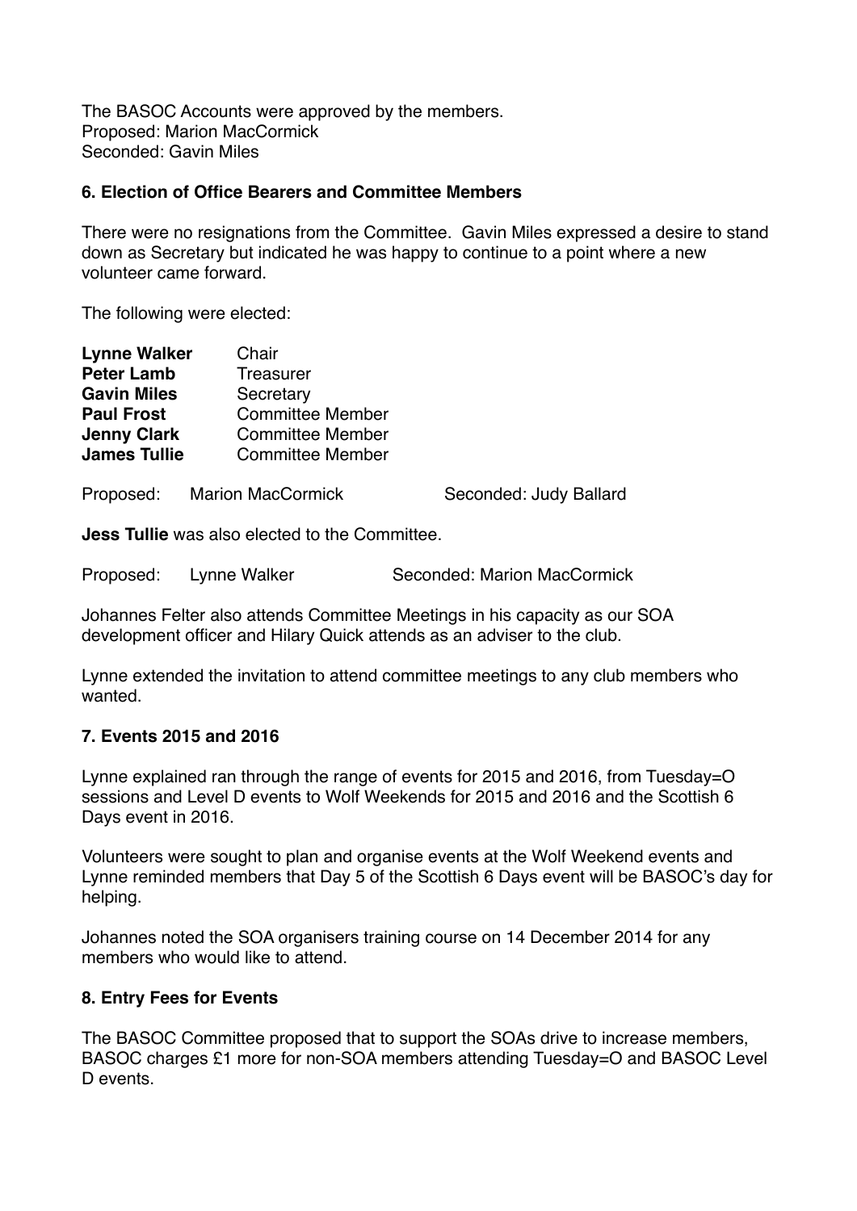The BASOC Accounts were approved by the members.
Proposed: Marion MacCormick
Seconded: Gavin Miles

### 6. Election of Office Bearers and Committee Members

There were no resignations from the Committee. Gavin Miles expressed a desire to stand down as Secretary but indicated he was happy to continue to a point where a new volunteer came forward.

The following were elected:

| | |
|---|---|
| **Lynne Walker** | Chair |
| **Peter Lamb** | Treasurer |
| **Gavin Miles** | Secretary |
| **Paul Frost** | Committee Member |
| **Jenny Clark** | Committee Member |
| **James Tullie** | Committee Member |

Proposed: Marion MacCormick Seconded: Judy Ballard

**Jess Tullie** was also elected to the Committee.

Proposed: Lynne Walker Seconded: Marion MacCormick

Johannes Felter also attends Committee Meetings in his capacity as our SOA development officer and Hilary Quick attends as an adviser to the club.

Lynne extended the invitation to attend committee meetings to any club members who wanted.

### 7. Events 2015 and 2016

Lynne explained ran through the range of events for 2015 and 2016, from Tuesday=O sessions and Level D events to Wolf Weekends for 2015 and 2016 and the Scottish 6 Days event in 2016.

Volunteers were sought to plan and organise events at the Wolf Weekend events and Lynne reminded members that Day 5 of the Scottish 6 Days event will be BASOC's day for helping.

Johannes noted the SOA organisers training course on 14 December 2014 for any members who would like to attend.

### 8. Entry Fees for Events

The BASOC Committee proposed that to support the SOAs drive to increase members, BASOC charges £1 more for non-SOA members attending Tuesday=O and BASOC Level D events.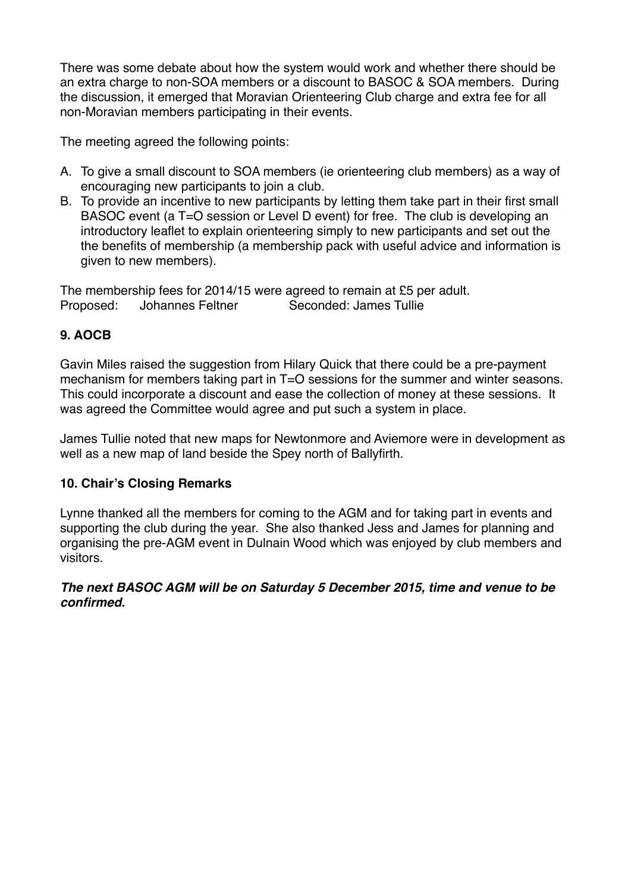There was some debate about how the system would work and whether there should be an extra charge to non-SOA members or a discount to BASOC & SOA members. During the discussion, it emerged that Moravian Orienteering Club charge and extra fee for all non-Moravian members participating in their events.

The meeting agreed the following points:

A. To give a small discount to SOA members (ie orienteering club members) as a way of encouraging new participants to join a club.
B. To provide an incentive to new participants by letting them take part in their first small BASOC event (a T=O session or Level D event) for free. The club is developing an introductory leaflet to explain orienteering simply to new participants and set out the the benefits of membership (a membership pack with useful advice and information is given to new members).

The membership fees for 2014/15 were agreed to remain at £5 per adult.
Proposed: Johannes Feltner Seconded: James Tullie

## 9. AOCB

Gavin Miles raised the suggestion from Hilary Quick that there could be a pre-payment mechanism for members taking part in T=O sessions for the summer and winter seasons. This could incorporate a discount and ease the collection of money at these sessions. It was agreed the Committee would agree and put such a system in place.

James Tullie noted that new maps for Newtonmore and Aviemore were in development as well as a new map of land beside the Spey north of Ballyfirth.

## 10. Chair's Closing Remarks

Lynne thanked all the members for coming to the AGM and for taking part in events and supporting the club during the year. She also thanked Jess and James for planning and organising the pre-AGM event in Dulnain Wood which was enjoyed by club members and visitors.

***The next BASOC AGM will be on Saturday 5 December 2015, time and venue to be confirmed.***